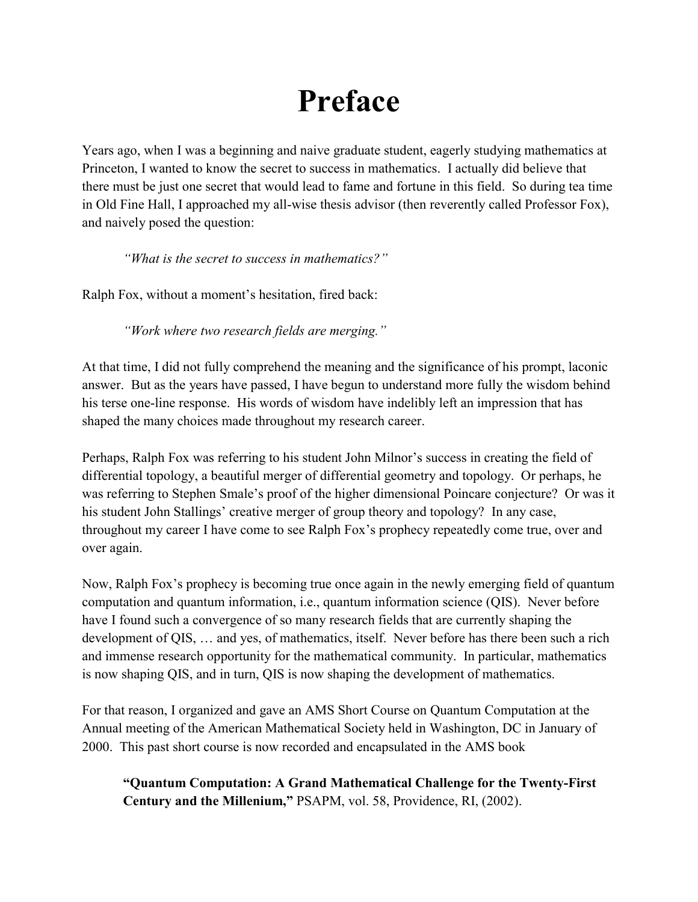# Preface

Years ago, when I was a beginning and naive graduate student, eagerly studying mathematics at Princeton, I wanted to know the secret to success in mathematics. I actually did believe that there must be just one secret that would lead to fame and fortune in this field. So during tea time in Old Fine Hall, I approached my all-wise thesis advisor (then reverently called Professor Fox), and naively posed the question:

> *"What is the secret to success in mathematics?"*

Ralph Fox, without a moment's hesitation, fired back:

> *"Work where two research fields are merging."*

At that time, I did not fully comprehend the meaning and the significance of his prompt, laconic answer. But as the years have passed, I have begun to understand more fully the wisdom behind his terse one-line response. His words of wisdom have indelibly left an impression that has shaped the many choices made throughout my research career.

Perhaps, Ralph Fox was referring to his student John Milnor's success in creating the field of differential topology, a beautiful merger of differential geometry and topology. Or perhaps, he was referring to Stephen Smale's proof of the higher dimensional Poincare conjecture? Or was it his student John Stallings' creative merger of group theory and topology? In any case, throughout my career I have come to see Ralph Fox's prophecy repeatedly come true, over and over again.

Now, Ralph Fox's prophecy is becoming true once again in the newly emerging field of quantum computation and quantum information, i.e., quantum information science (QIS). Never before have I found such a convergence of so many research fields that are currently shaping the development of QIS, … and yes, of mathematics, itself. Never before has there been such a rich and immense research opportunity for the mathematical community. In particular, mathematics is now shaping QIS, and in turn, QIS is now shaping the development of mathematics.

For that reason, I organized and gave an AMS Short Course on Quantum Computation at the Annual meeting of the American Mathematical Society held in Washington, DC in January of 2000. This past short course is now recorded and encapsulated in the AMS book

> **"Quantum Computation: A Grand Mathematical Challenge for the Twenty-First Century and the Millenium,"** PSAPM, vol. 58, Providence, RI, (2002).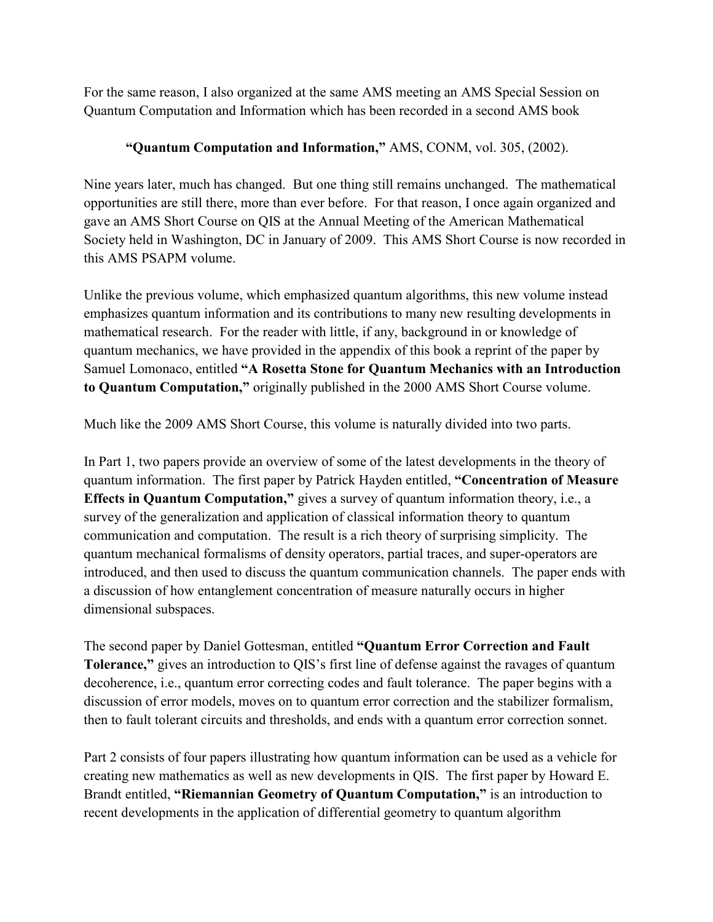For the same reason, I also organized at the same AMS meeting an AMS Special Session on Quantum Computation and Information which has been recorded in a second AMS book

**"Quantum Computation and Information,"** AMS, CONM, vol. 305, (2002).

Nine years later, much has changed. But one thing still remains unchanged. The mathematical opportunities are still there, more than ever before. For that reason, I once again organized and gave an AMS Short Course on QIS at the Annual Meeting of the American Mathematical Society held in Washington, DC in January of 2009. This AMS Short Course is now recorded in this AMS PSAPM volume.

Unlike the previous volume, which emphasized quantum algorithms, this new volume instead emphasizes quantum information and its contributions to many new resulting developments in mathematical research. For the reader with little, if any, background in or knowledge of quantum mechanics, we have provided in the appendix of this book a reprint of the paper by Samuel Lomonaco, entitled **"A Rosetta Stone for Quantum Mechanics with an Introduction to Quantum Computation,"** originally published in the 2000 AMS Short Course volume.

Much like the 2009 AMS Short Course, this volume is naturally divided into two parts.

In Part 1, two papers provide an overview of some of the latest developments in the theory of quantum information. The first paper by Patrick Hayden entitled, **"Concentration of Measure Effects in Quantum Computation,"** gives a survey of quantum information theory, i.e., a survey of the generalization and application of classical information theory to quantum communication and computation. The result is a rich theory of surprising simplicity. The quantum mechanical formalisms of density operators, partial traces, and super-operators are introduced, and then used to discuss the quantum communication channels. The paper ends with a discussion of how entanglement concentration of measure naturally occurs in higher dimensional subspaces.

The second paper by Daniel Gottesman, entitled **"Quantum Error Correction and Fault Tolerance,"** gives an introduction to QIS's first line of defense against the ravages of quantum decoherence, i.e., quantum error correcting codes and fault tolerance. The paper begins with a discussion of error models, moves on to quantum error correction and the stabilizer formalism, then to fault tolerant circuits and thresholds, and ends with a quantum error correction sonnet.

Part 2 consists of four papers illustrating how quantum information can be used as a vehicle for creating new mathematics as well as new developments in QIS. The first paper by Howard E. Brandt entitled, **"Riemannian Geometry of Quantum Computation,"** is an introduction to recent developments in the application of differential geometry to quantum algorithm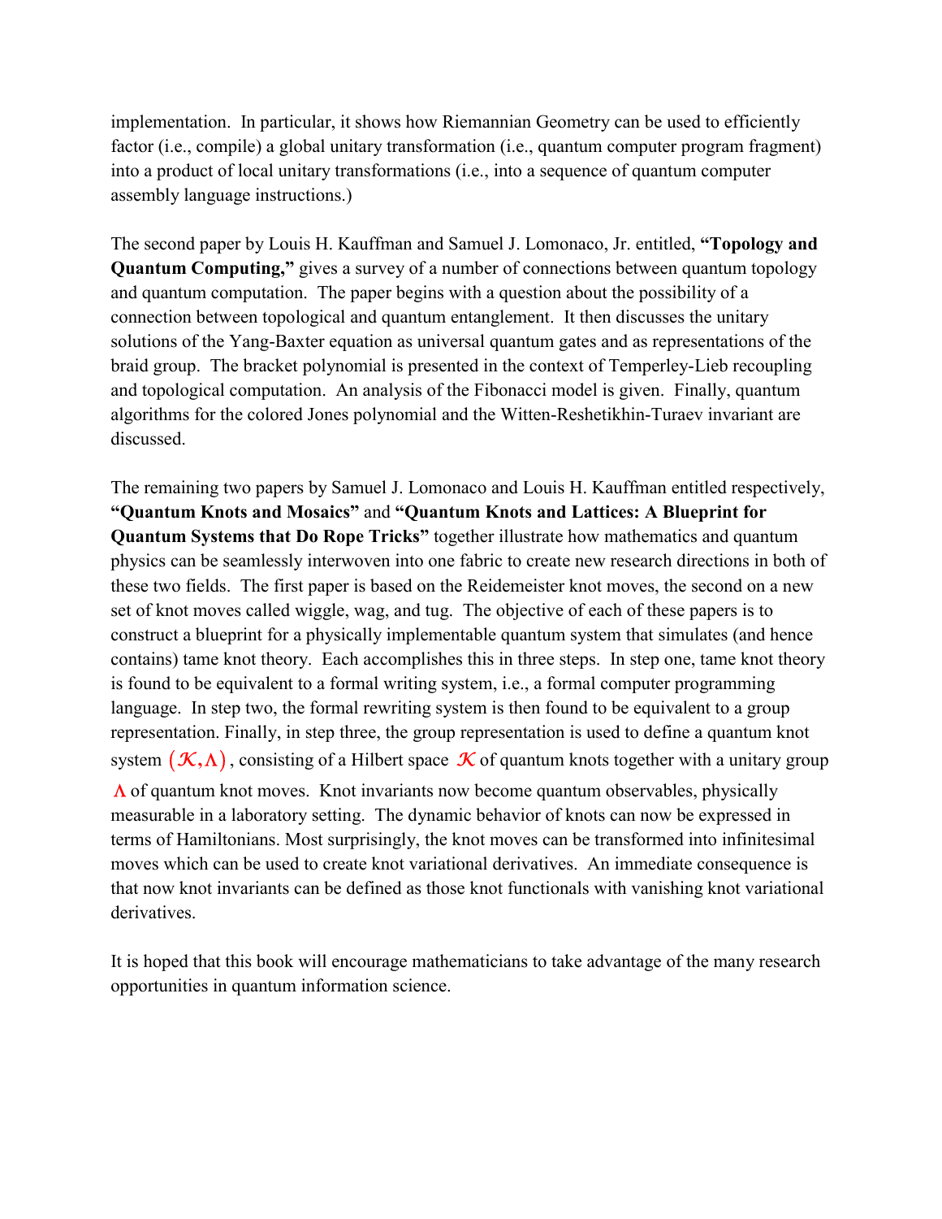implementation. In particular, it shows how Riemannian Geometry can be used to efficiently factor (i.e., compile) a global unitary transformation (i.e., quantum computer program fragment) into a product of local unitary transformations (i.e., into a sequence of quantum computer assembly language instructions.)

The second paper by Louis H. Kauffman and Samuel J. Lomonaco, Jr. entitled, **"Topology and Quantum Computing,"** gives a survey of a number of connections between quantum topology and quantum computation. The paper begins with a question about the possibility of a connection between topological and quantum entanglement. It then discusses the unitary solutions of the Yang-Baxter equation as universal quantum gates and as representations of the braid group. The bracket polynomial is presented in the context of Temperley-Lieb recoupling and topological computation. An analysis of the Fibonacci model is given. Finally, quantum algorithms for the colored Jones polynomial and the Witten-Reshetikhin-Turaev invariant are discussed.

The remaining two papers by Samuel J. Lomonaco and Louis H. Kauffman entitled respectively, **"Quantum Knots and Mosaics"** and **"Quantum Knots and Lattices: A Blueprint for Quantum Systems that Do Rope Tricks"** together illustrate how mathematics and quantum physics can be seamlessly interwoven into one fabric to create new research directions in both of these two fields. The first paper is based on the Reidemeister knot moves, the second on a new set of knot moves called wiggle, wag, and tug. The objective of each of these papers is to construct a blueprint for a physically implementable quantum system that simulates (and hence contains) tame knot theory. Each accomplishes this in three steps. In step one, tame knot theory is found to be equivalent to a formal writing system, i.e., a formal computer programming language. In step two, the formal rewriting system is then found to be equivalent to a group representation. Finally, in step three, the group representation is used to define a quantum knot system $(\mathcal{K},\Lambda)$, consisting of a Hilbert space $\mathcal{K}$ of quantum knots together with a unitary group $\Lambda$ of quantum knot moves. Knot invariants now become quantum observables, physically measurable in a laboratory setting. The dynamic behavior of knots can now be expressed in terms of Hamiltonians. Most surprisingly, the knot moves can be transformed into infinitesimal moves which can be used to create knot variational derivatives. An immediate consequence is that now knot invariants can be defined as those knot functionals with vanishing knot variational derivatives.

It is hoped that this book will encourage mathematicians to take advantage of the many research opportunities in quantum information science.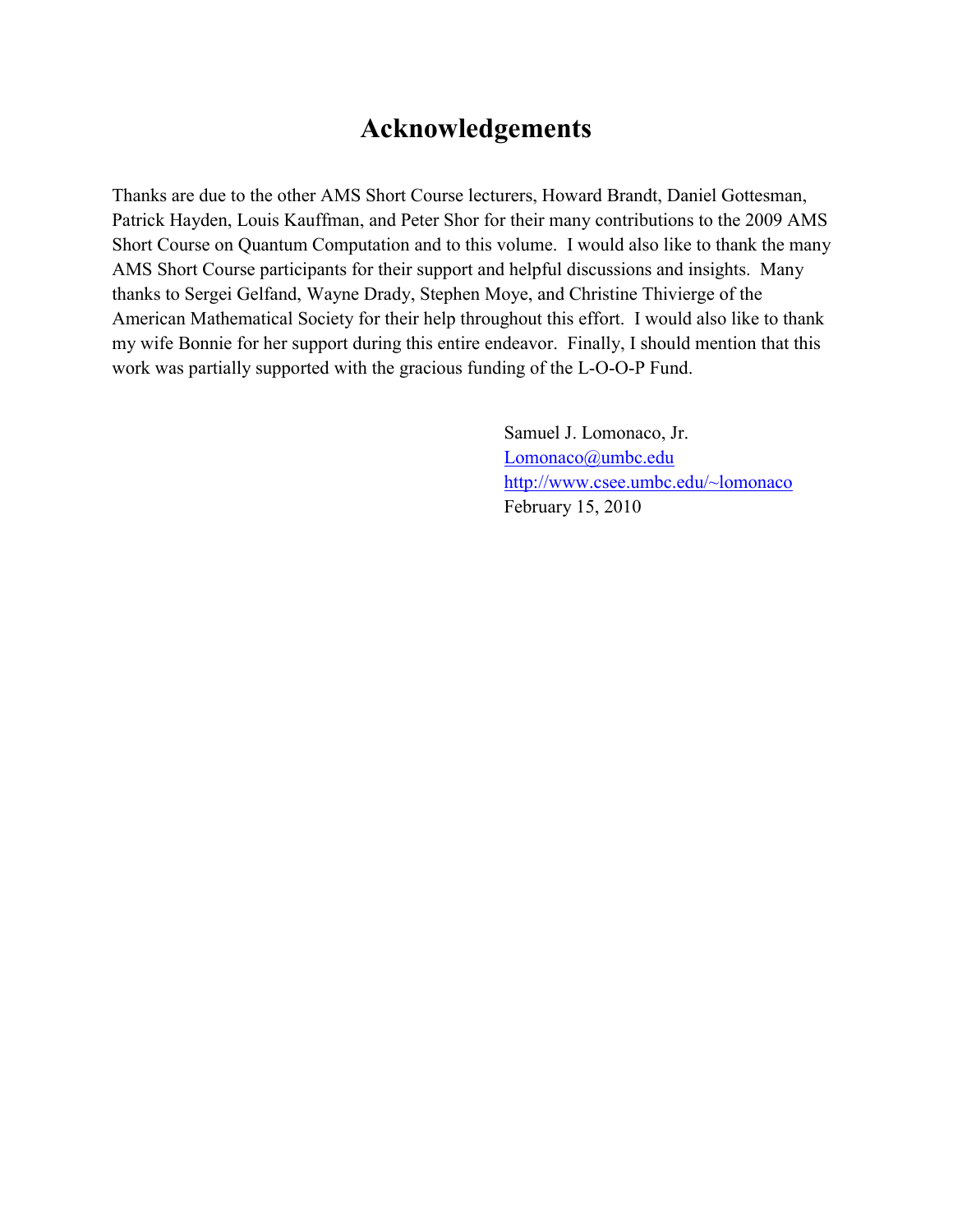# Acknowledgements

Thanks are due to the other AMS Short Course lecturers, Howard Brandt, Daniel Gottesman, Patrick Hayden, Louis Kauffman, and Peter Shor for their many contributions to the 2009 AMS Short Course on Quantum Computation and to this volume. I would also like to thank the many AMS Short Course participants for their support and helpful discussions and insights. Many thanks to Sergei Gelfand, Wayne Drady, Stephen Moye, and Christine Thivierge of the American Mathematical Society for their help throughout this effort. I would also like to thank my wife Bonnie for her support during this entire endeavor. Finally, I should mention that this work was partially supported with the gracious funding of the L-O-O-P Fund.

Samuel J. Lomonaco, Jr.
Lomonaco@umbc.edu
http://www.csee.umbc.edu/~lomonaco
February 15, 2010